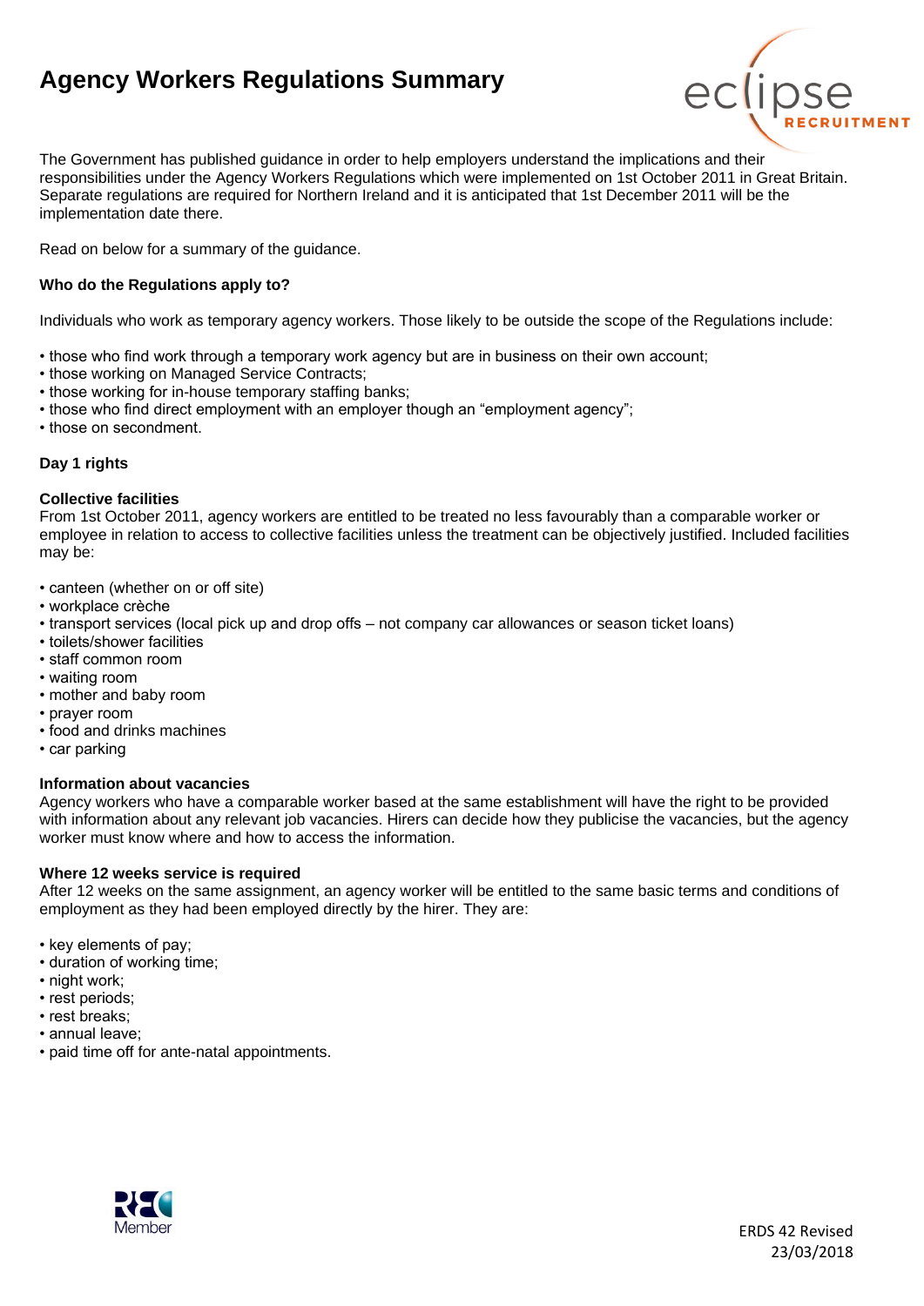# Agency Workers Regulations Summary

The Government has published guidance in order to help employers understand the implications and their responsibilities under the Agency Workers Regulations which were implemented on 1st October 2011 in Great Britain. Separate regulations are required for Northern Ireland and it is anticipated that 1st December 2011 will be the implementation date there.

Read on below for a summary of the guidance.

**Who do the Regulations apply to?**

Individuals who work as temporary agency workers. Those likely to be outside the scope of the Regulations include:

- those who find work through a temporary work agency but are in business on their own account;
- those working on Managed Service Contracts;
- those working for in-house temporary staffing banks;
- those who find direct employment with an employer though an "employment agency";
- those on secondment.

**Day 1 rights**

**Collective facilities**

From 1st October 2011, agency workers are entitled to be treated no less favourably than a comparable worker or employee in relation to access to collective facilities unless the treatment can be objectively justified. Included facilities may be:

- canteen (whether on or off site)
- workplace crèche
- transport services (local pick up and drop offs – not company car allowances or season ticket loans)
- toilets/shower facilities
- staff common room
- waiting room
- mother and baby room
- prayer room
- food and drinks machines
- car parking

**Information about vacancies**

Agency workers who have a comparable worker based at the same establishment will have the right to be provided with information about any relevant job vacancies. Hirers can decide how they publicise the vacancies, but the agency worker must know where and how to access the information.

**Where 12 weeks service is required**

After 12 weeks on the same assignment, an agency worker will be entitled to the same basic terms and conditions of employment as they had been employed directly by the hirer. They are:

- key elements of pay;
- duration of working time;
- night work;
- rest periods;
- rest breaks;
- annual leave;
- paid time off for ante-natal appointments.

ERDS 42 Revised
23/03/2018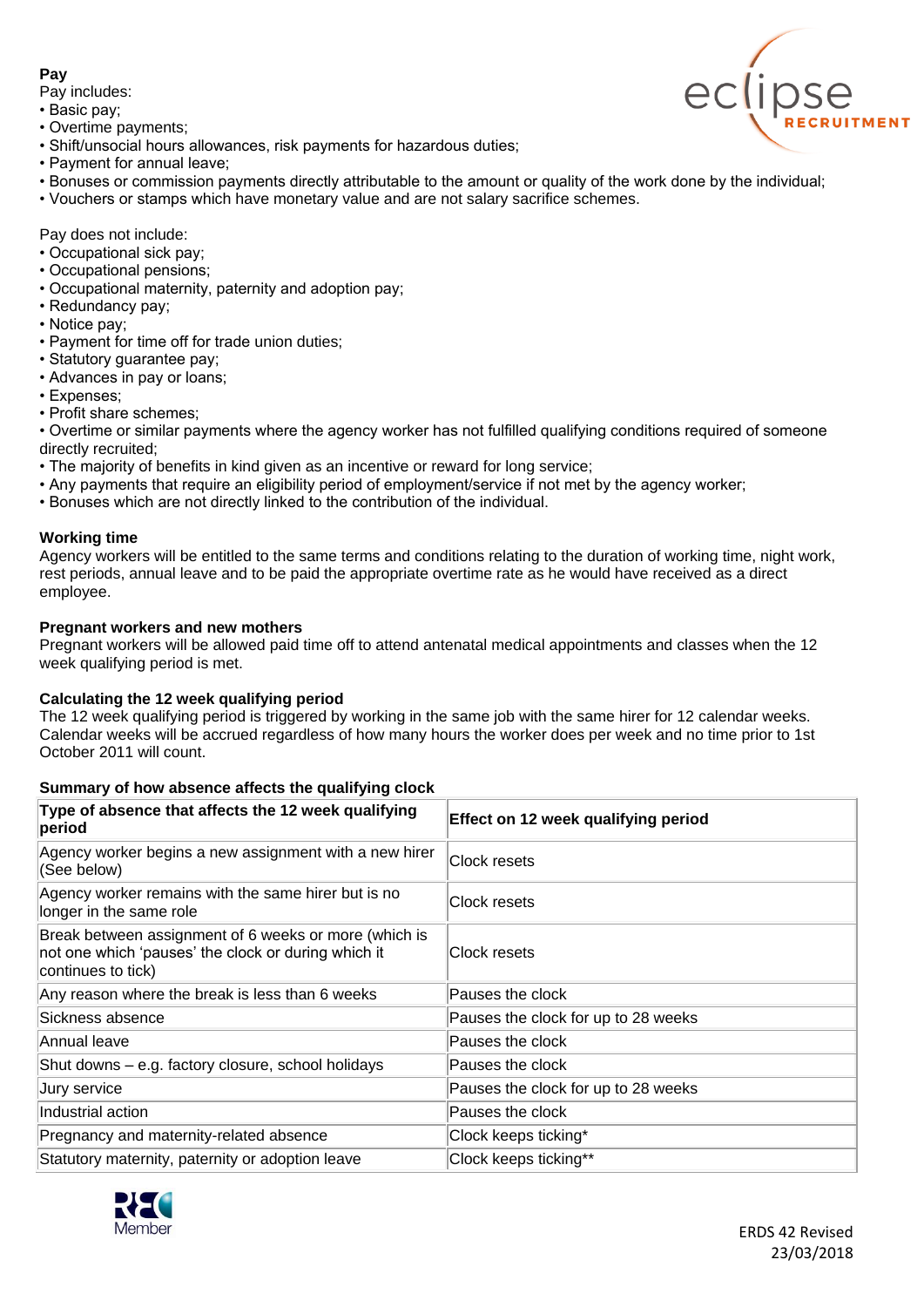**Pay**

Pay includes:

- Basic pay;
- Overtime payments;
- Shift/unsocial hours allowances, risk payments for hazardous duties;
- Payment for annual leave;
- Bonuses or commission payments directly attributable to the amount or quality of the work done by the individual;
- Vouchers or stamps which have monetary value and are not salary sacrifice schemes.

Pay does not include:

- Occupational sick pay;
- Occupational pensions;
- Occupational maternity, paternity and adoption pay;
- Redundancy pay;
- Notice pay;
- Payment for time off for trade union duties;
- Statutory guarantee pay;
- Advances in pay or loans;
- Expenses;
- Profit share schemes;
- Overtime or similar payments where the agency worker has not fulfilled qualifying conditions required of someone directly recruited;
- The majority of benefits in kind given as an incentive or reward for long service;
- Any payments that require an eligibility period of employment/service if not met by the agency worker;
- Bonuses which are not directly linked to the contribution of the individual.

**Working time**

Agency workers will be entitled to the same terms and conditions relating to the duration of working time, night work, rest periods, annual leave and to be paid the appropriate overtime rate as he would have received as a direct employee.

**Pregnant workers and new mothers**

Pregnant workers will be allowed paid time off to attend antenatal medical appointments and classes when the 12 week qualifying period is met.

**Calculating the 12 week qualifying period**

The 12 week qualifying period is triggered by working in the same job with the same hirer for 12 calendar weeks. Calendar weeks will be accrued regardless of how many hours the worker does per week and no time prior to 1st October 2011 will count.

**Summary of how absence affects the qualifying clock**

| Type of absence that affects the 12 week qualifying period | Effect on 12 week qualifying period |
|---|---|
| Agency worker begins a new assignment with a new hirer (See below) | Clock resets |
| Agency worker remains with the same hirer but is no longer in the same role | Clock resets |
| Break between assignment of 6 weeks or more (which is not one which 'pauses' the clock or during which it continues to tick) | Clock resets |
| Any reason where the break is less than 6 weeks | Pauses the clock |
| Sickness absence | Pauses the clock for up to 28 weeks |
| Annual leave | Pauses the clock |
| Shut downs – e.g. factory closure, school holidays | Pauses the clock |
| Jury service | Pauses the clock for up to 28 weeks |
| Industrial action | Pauses the clock |
| Pregnancy and maternity-related absence | Clock keeps ticking* |
| Statutory maternity, paternity or adoption leave | Clock keeps ticking** |

ERDS 42 Revised 23/03/2018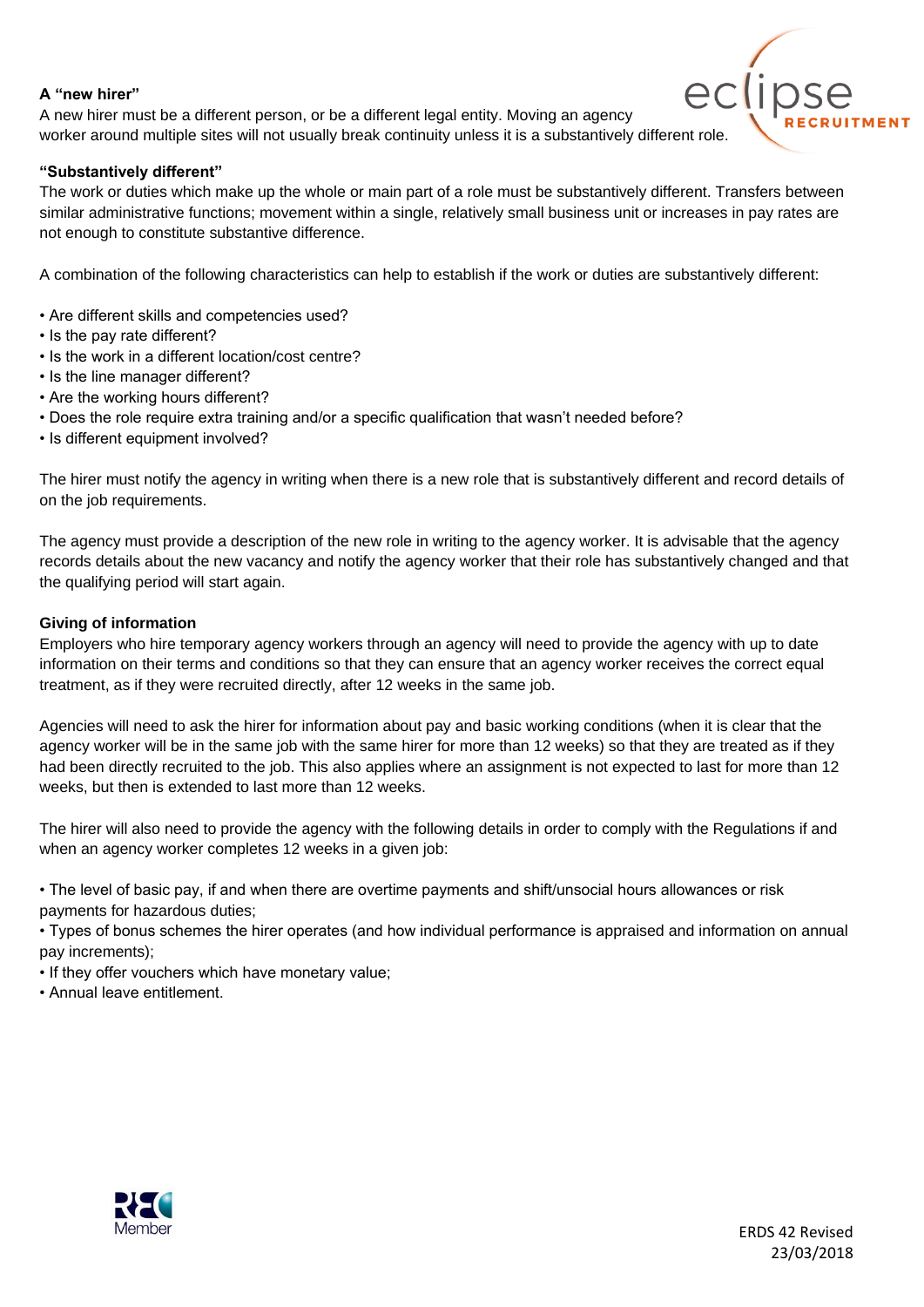**A "new hirer"**

A new hirer must be a different person, or be a different legal entity. Moving an agency worker around multiple sites will not usually break continuity unless it is a substantively different role.

**"Substantively different"**

The work or duties which make up the whole or main part of a role must be substantively different. Transfers between similar administrative functions; movement within a single, relatively small business unit or increases in pay rates are not enough to constitute substantive difference.

A combination of the following characteristics can help to establish if the work or duties are substantively different:

- Are different skills and competencies used?
- Is the pay rate different?
- Is the work in a different location/cost centre?
- Is the line manager different?
- Are the working hours different?
- Does the role require extra training and/or a specific qualification that wasn't needed before?
- Is different equipment involved?

The hirer must notify the agency in writing when there is a new role that is substantively different and record details of on the job requirements.

The agency must provide a description of the new role in writing to the agency worker. It is advisable that the agency records details about the new vacancy and notify the agency worker that their role has substantively changed and that the qualifying period will start again.

**Giving of information**

Employers who hire temporary agency workers through an agency will need to provide the agency with up to date information on their terms and conditions so that they can ensure that an agency worker receives the correct equal treatment, as if they were recruited directly, after 12 weeks in the same job.

Agencies will need to ask the hirer for information about pay and basic working conditions (when it is clear that the agency worker will be in the same job with the same hirer for more than 12 weeks) so that they are treated as if they had been directly recruited to the job. This also applies where an assignment is not expected to last for more than 12 weeks, but then is extended to last more than 12 weeks.

The hirer will also need to provide the agency with the following details in order to comply with the Regulations if and when an agency worker completes 12 weeks in a given job:

- The level of basic pay, if and when there are overtime payments and shift/unsocial hours allowances or risk payments for hazardous duties;
- Types of bonus schemes the hirer operates (and how individual performance is appraised and information on annual pay increments);
- If they offer vouchers which have monetary value;
- Annual leave entitlement.

ERDS 42 Revised
23/03/2018